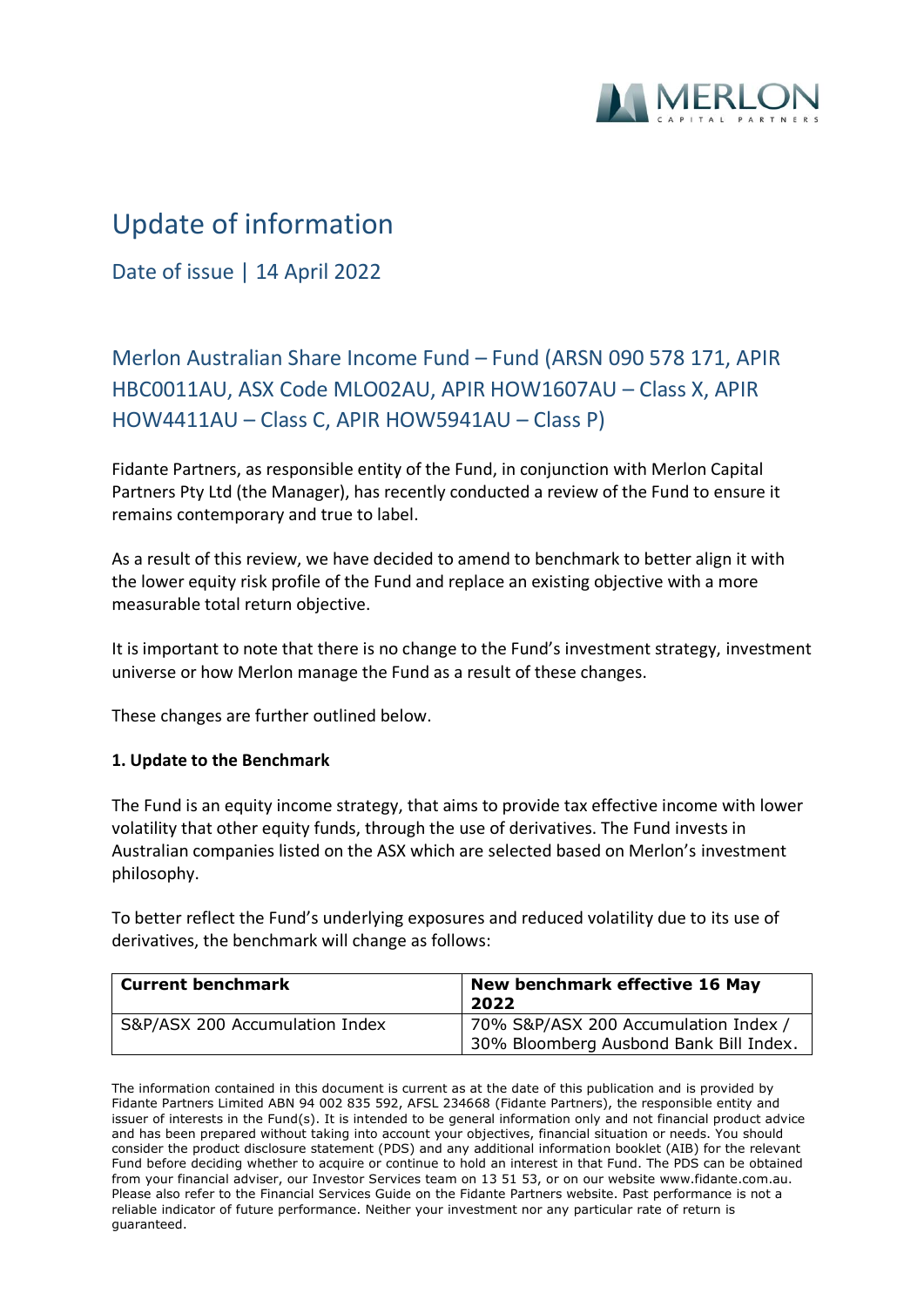# Update of information

## Date of issue | 14 April 2022

## Merlon Australian Share Income Fund – Fund (ARSN 090 578 171, APIR HBC0011AU, ASX Code MLO02AU, APIR HOW1607AU – Class X, APIR HOW4411AU – Class C, APIR HOW5941AU – Class P)

Fidante Partners, as responsible entity of the Fund, in conjunction with Merlon Capital Partners Pty Ltd (the Manager), has recently conducted a review of the Fund to ensure it remains contemporary and true to label.

As a result of this review, we have decided to amend to benchmark to better align it with the lower equity risk profile of the Fund and replace an existing objective with a more measurable total return objective.

It is important to note that there is no change to the Fund's investment strategy, investment universe or how Merlon manage the Fund as a result of these changes.

These changes are further outlined below.

**1. Update to the Benchmark**

The Fund is an equity income strategy, that aims to provide tax effective income with lower volatility that other equity funds, through the use of derivatives. The Fund invests in Australian companies listed on the ASX which are selected based on Merlon's investment philosophy.

To better reflect the Fund's underlying exposures and reduced volatility due to its use of derivatives, the benchmark will change as follows:

| Current benchmark | New benchmark effective 16 May 2022 |
|---|---|
| S&P/ASX 200 Accumulation Index | 70% S&P/ASX 200 Accumulation Index / 30% Bloomberg Ausbond Bank Bill Index. |

The information contained in this document is current as at the date of this publication and is provided by Fidante Partners Limited ABN 94 002 835 592, AFSL 234668 (Fidante Partners), the responsible entity and issuer of interests in the Fund(s). It is intended to be general information only and not financial product advice and has been prepared without taking into account your objectives, financial situation or needs. You should consider the product disclosure statement (PDS) and any additional information booklet (AIB) for the relevant Fund before deciding whether to acquire or continue to hold an interest in that Fund. The PDS can be obtained from your financial adviser, our Investor Services team on 13 51 53, or on our website www.fidante.com.au. Please also refer to the Financial Services Guide on the Fidante Partners website. Past performance is not a reliable indicator of future performance. Neither your investment nor any particular rate of return is guaranteed.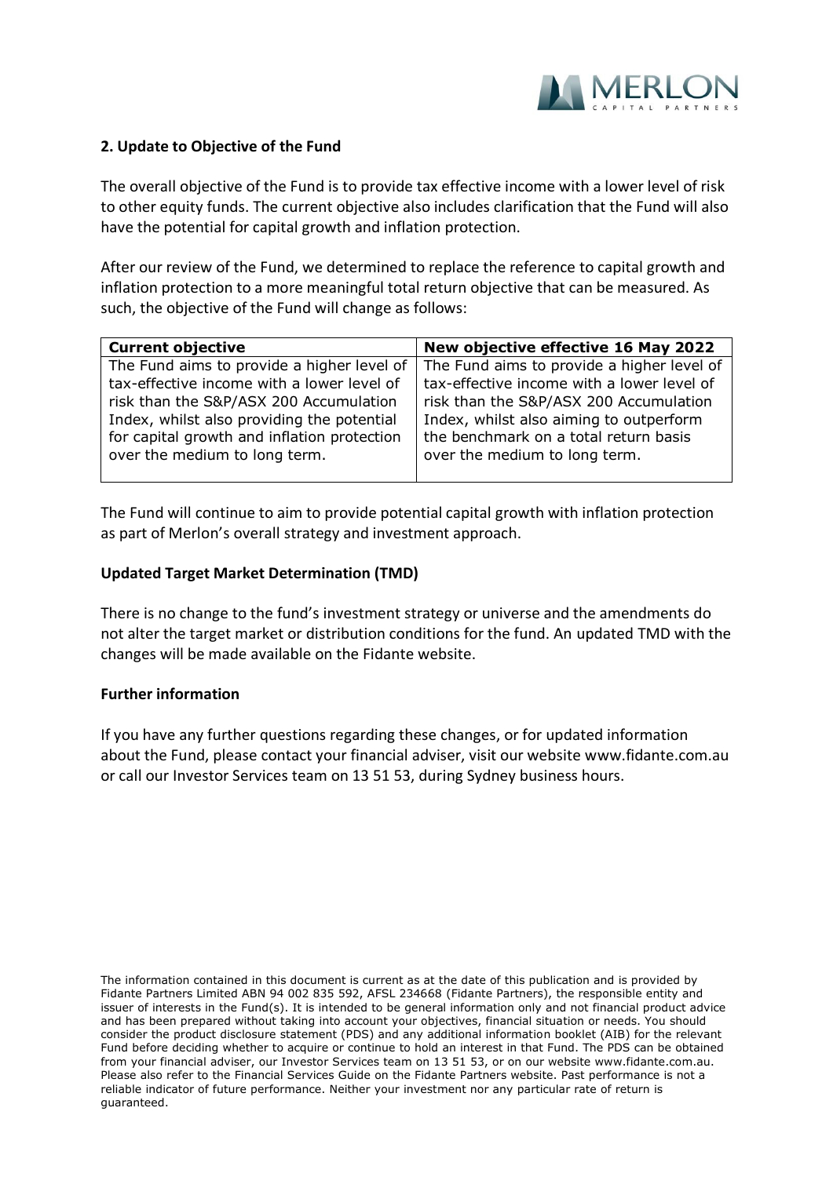## 2. Update to Objective of the Fund

The overall objective of the Fund is to provide tax effective income with a lower level of risk to other equity funds. The current objective also includes clarification that the Fund will also have the potential for capital growth and inflation protection.

After our review of the Fund, we determined to replace the reference to capital growth and inflation protection to a more meaningful total return objective that can be measured. As such, the objective of the Fund will change as follows:

| Current objective | New objective effective 16 May 2022 |
|---|---|
| The Fund aims to provide a higher level of tax-effective income with a lower level of risk than the S&P/ASX 200 Accumulation Index, whilst also providing the potential for capital growth and inflation protection over the medium to long term. | The Fund aims to provide a higher level of tax-effective income with a lower level of risk than the S&P/ASX 200 Accumulation Index, whilst also aiming to outperform the benchmark on a total return basis over the medium to long term. |

The Fund will continue to aim to provide potential capital growth with inflation protection as part of Merlon's overall strategy and investment approach.

### Updated Target Market Determination (TMD)

There is no change to the fund's investment strategy or universe and the amendments do not alter the target market or distribution conditions for the fund. An updated TMD with the changes will be made available on the Fidante website.

### Further information

If you have any further questions regarding these changes, or for updated information about the Fund, please contact your financial adviser, visit our website www.fidante.com.au or call our Investor Services team on 13 51 53, during Sydney business hours.

The information contained in this document is current as at the date of this publication and is provided by Fidante Partners Limited ABN 94 002 835 592, AFSL 234668 (Fidante Partners), the responsible entity and issuer of interests in the Fund(s). It is intended to be general information only and not financial product advice and has been prepared without taking into account your objectives, financial situation or needs. You should consider the product disclosure statement (PDS) and any additional information booklet (AIB) for the relevant Fund before deciding whether to acquire or continue to hold an interest in that Fund. The PDS can be obtained from your financial adviser, our Investor Services team on 13 51 53, or on our website www.fidante.com.au. Please also refer to the Financial Services Guide on the Fidante Partners website. Past performance is not a reliable indicator of future performance. Neither your investment nor any particular rate of return is guaranteed.